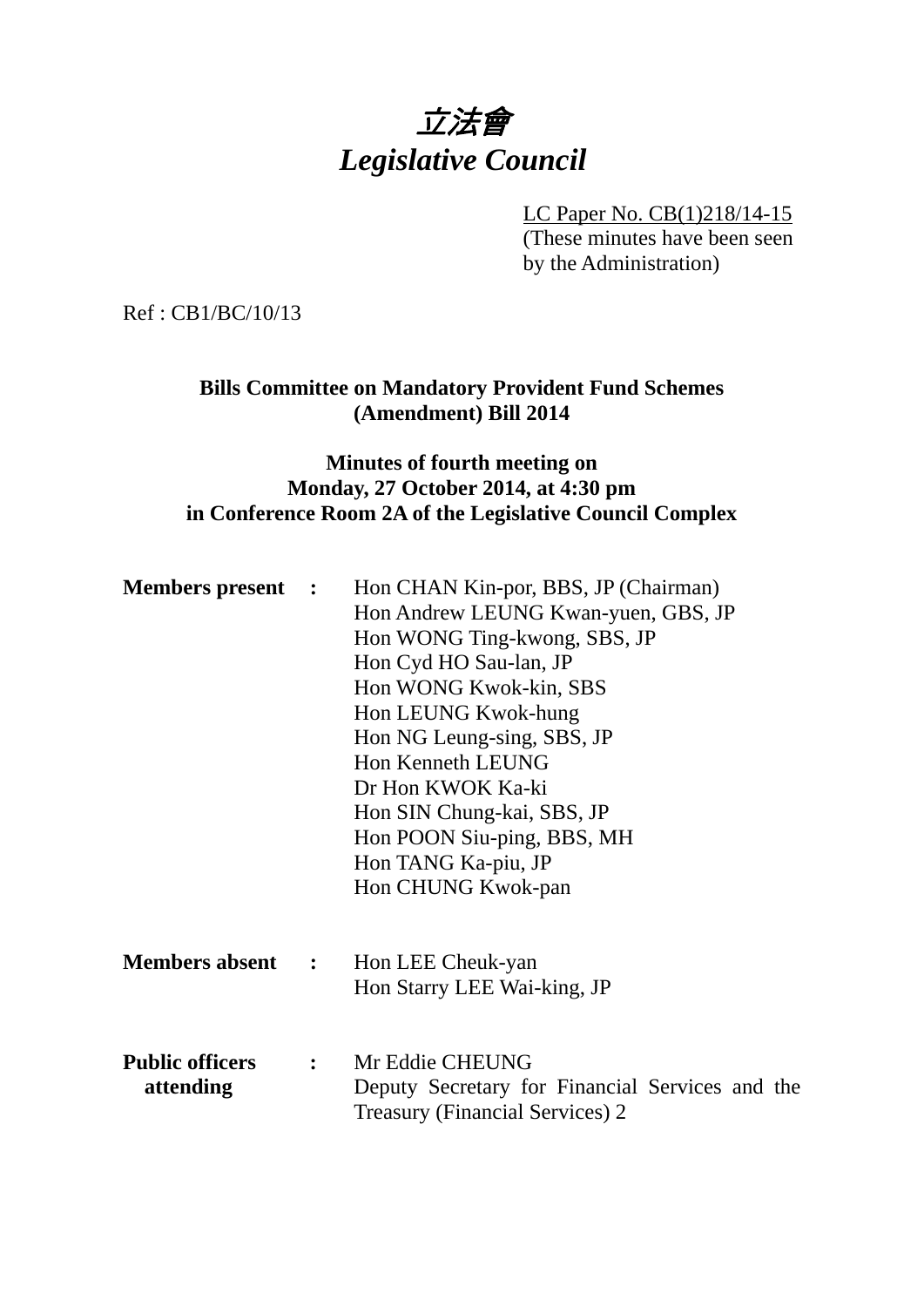# *立法會*
# *Legislative Council*

LC Paper No. CB(1)218/14-15
(These minutes have been seen by the Administration)

Ref : CB1/BC/10/13

**Bills Committee on Mandatory Provident Fund Schemes (Amendment) Bill 2014**

**Minutes of fourth meeting on Monday, 27 October 2014, at 4:30 pm in Conference Room 2A of the Legislative Council Complex**

**Members present :**
Hon CHAN Kin-por, BBS, JP (Chairman)
Hon Andrew LEUNG Kwan-yuen, GBS, JP
Hon WONG Ting-kwong, SBS, JP
Hon Cyd HO Sau-lan, JP
Hon WONG Kwok-kin, SBS
Hon LEUNG Kwok-hung
Hon NG Leung-sing, SBS, JP
Hon Kenneth LEUNG
Dr Hon KWOK Ka-ki
Hon SIN Chung-kai, SBS, JP
Hon POON Siu-ping, BBS, MH
Hon TANG Ka-piu, JP
Hon CHUNG Kwok-pan

**Members absent :**
Hon LEE Cheuk-yan
Hon Starry LEE Wai-king, JP

**Public officers attending :**
Mr Eddie CHEUNG
Deputy Secretary for Financial Services and the Treasury (Financial Services) 2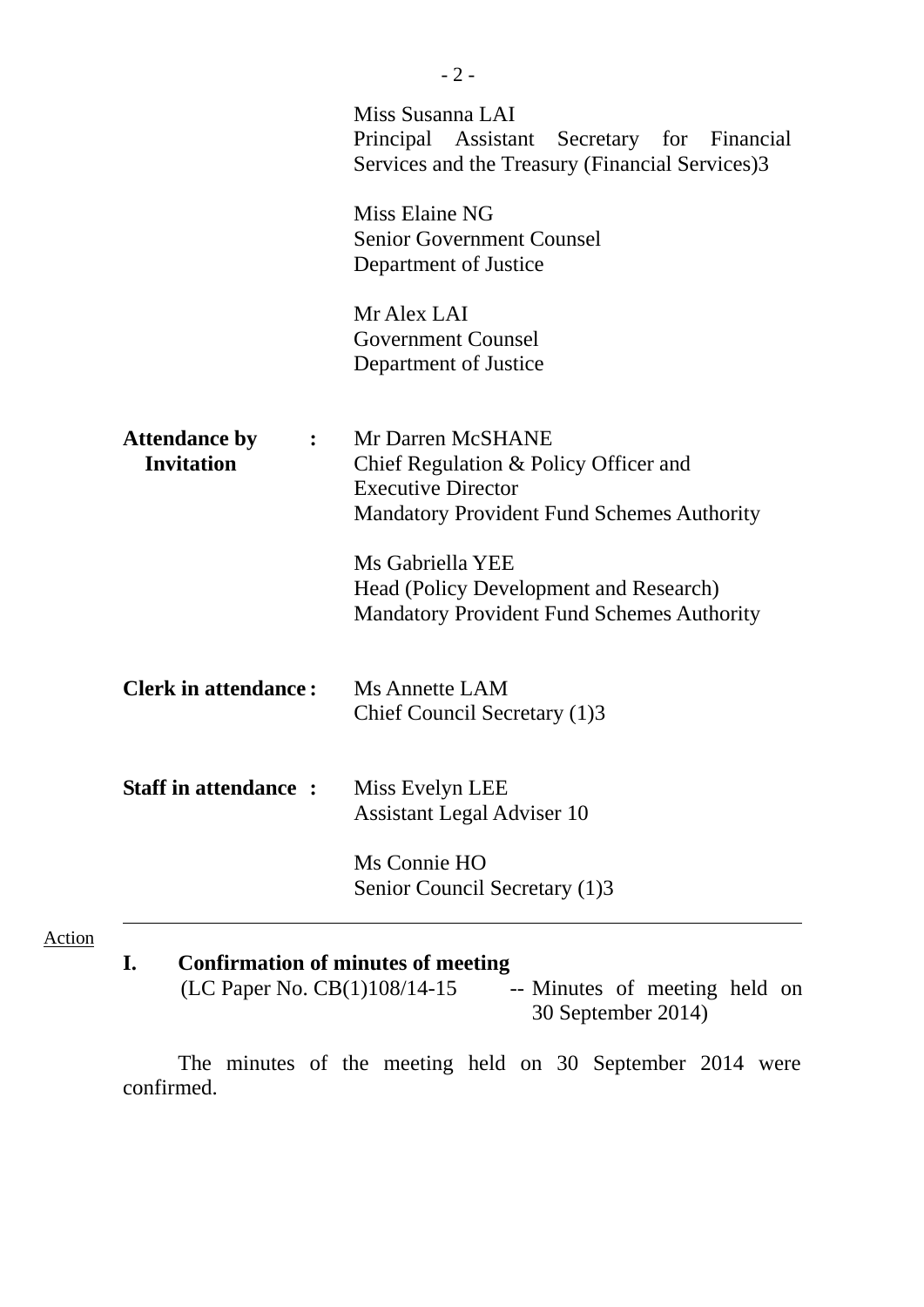| | |
|---|---|
| | Miss Susanna LAI<br>Principal Assistant Secretary for Financial Services and the Treasury (Financial Services)3 |
| | Miss Elaine NG<br>Senior Government Counsel<br>Department of Justice |
| | Mr Alex LAI<br>Government Counsel<br>Department of Justice |
| **Attendance by Invitation :** | Mr Darren McSHANE<br>Chief Regulation & Policy Officer and Executive Director<br>Mandatory Provident Fund Schemes Authority |
| | Ms Gabriella YEE<br>Head (Policy Development and Research)<br>Mandatory Provident Fund Schemes Authority |
| **Clerk in attendance :** | Ms Annette LAM<br>Chief Council Secretary (1)3 |
| **Staff in attendance :** | Miss Evelyn LEE<br>Assistant Legal Adviser 10 |
| | Ms Connie HO<br>Senior Council Secretary (1)3 |

---

Action

## I. Confirmation of minutes of meeting

(LC Paper No. CB(1)108/14-15 -- Minutes of meeting held on 30 September 2014)

The minutes of the meeting held on 30 September 2014 were confirmed.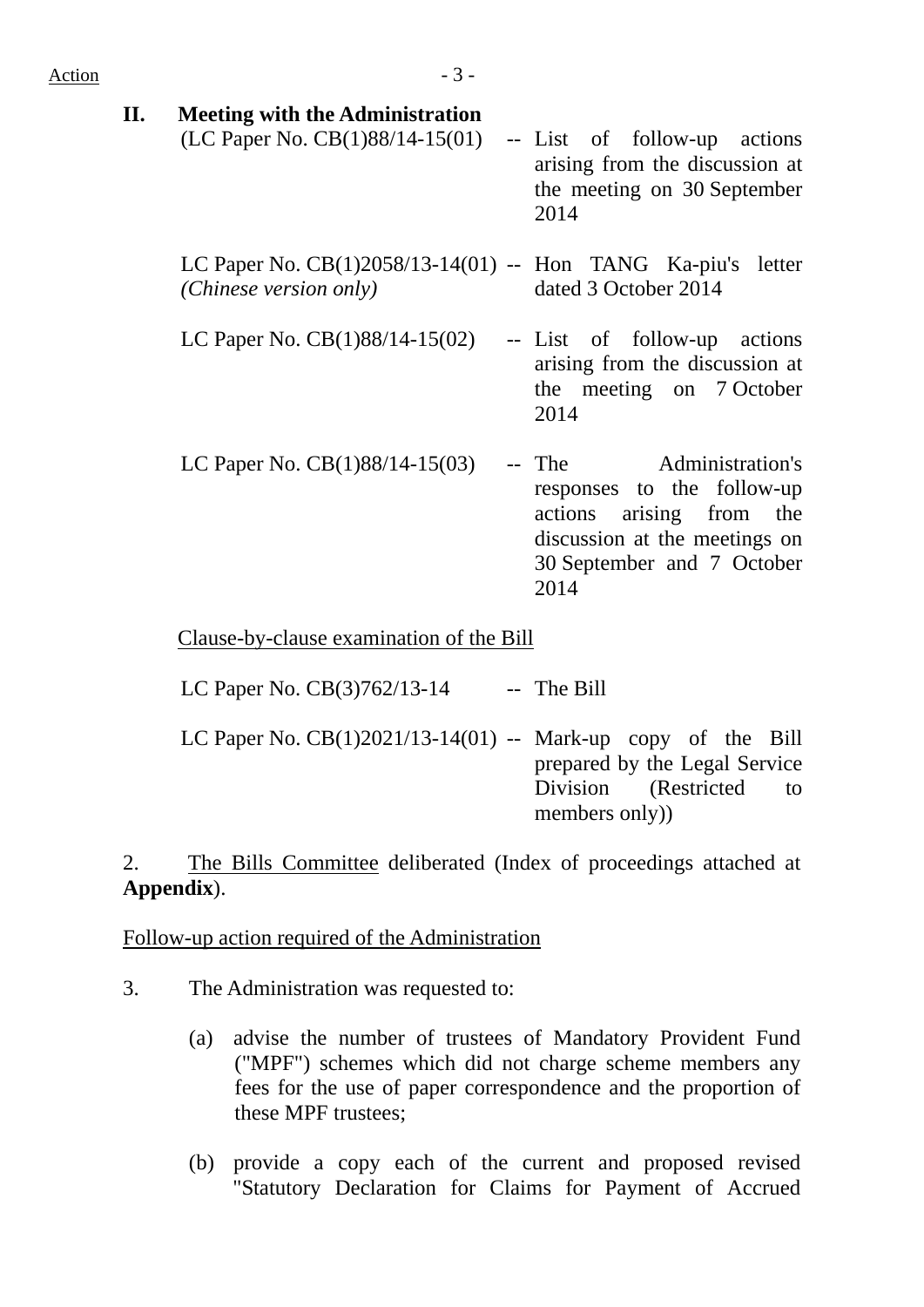Action

## II. Meeting with the Administration

(LC Paper No. CB(1)88/14-15(01) -- List of follow-up actions arising from the discussion at the meeting on 30 September 2014

LC Paper No. CB(1)2058/13-14(01) *(Chinese version only)* -- Hon TANG Ka-piu's letter dated 3 October 2014

LC Paper No. CB(1)88/14-15(02) -- List of follow-up actions arising from the discussion at the meeting on 7 October 2014

LC Paper No. CB(1)88/14-15(03) -- The Administration's responses to the follow-up actions arising from the discussion at the meetings on 30 September and 7 October 2014

Clause-by-clause examination of the Bill

LC Paper No. CB(3)762/13-14 -- The Bill

LC Paper No. CB(1)2021/13-14(01) -- Mark-up copy of the Bill prepared by the Legal Service Division (Restricted to members only))

2. The Bills Committee deliberated (Index of proceedings attached at **Appendix**).

Follow-up action required of the Administration

3. The Administration was requested to:

(a) advise the number of trustees of Mandatory Provident Fund ("MPF") schemes which did not charge scheme members any fees for the use of paper correspondence and the proportion of these MPF trustees;

(b) provide a copy each of the current and proposed revised "Statutory Declaration for Claims for Payment of Accrued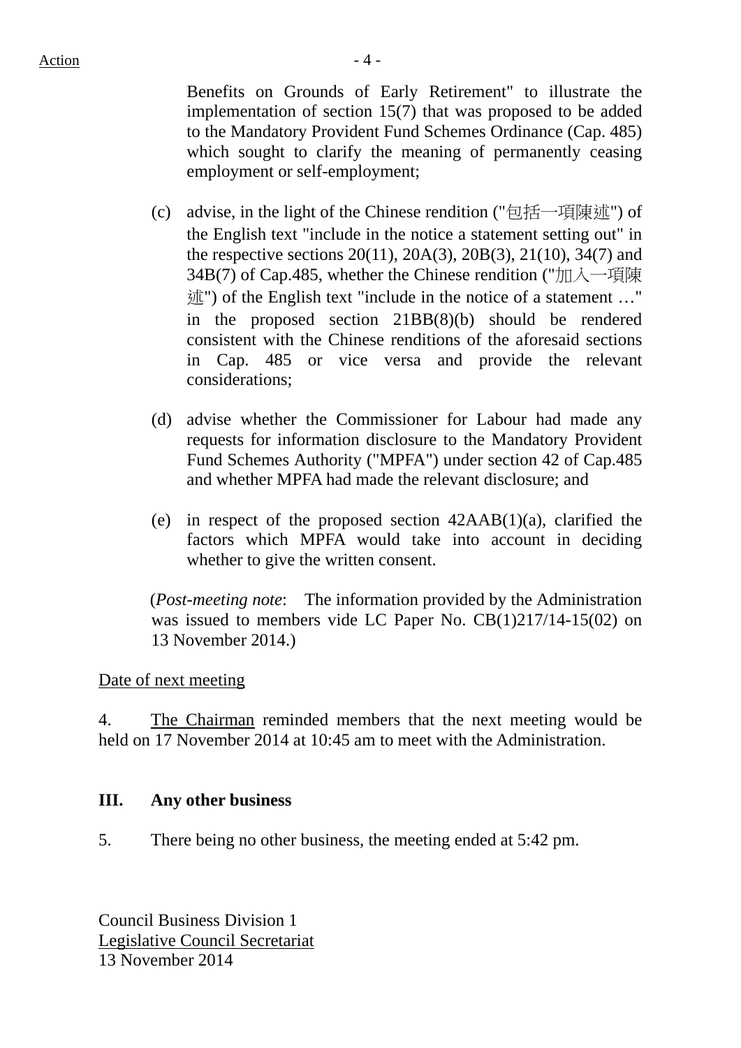Benefits on Grounds of Early Retirement" to illustrate the implementation of section 15(7) that was proposed to be added to the Mandatory Provident Fund Schemes Ordinance (Cap. 485) which sought to clarify the meaning of permanently ceasing employment or self-employment;

(c) advise, in the light of the Chinese rendition ("包括一項陳述") of the English text "include in the notice a statement setting out" in the respective sections 20(11), 20A(3), 20B(3), 21(10), 34(7) and 34B(7) of Cap.485, whether the Chinese rendition ("加入一項陳述") of the English text "include in the notice of a statement …" in the proposed section 21BB(8)(b) should be rendered consistent with the Chinese renditions of the aforesaid sections in Cap. 485 or vice versa and provide the relevant considerations;

(d) advise whether the Commissioner for Labour had made any requests for information disclosure to the Mandatory Provident Fund Schemes Authority ("MPFA") under section 42 of Cap.485 and whether MPFA had made the relevant disclosure; and

(e) in respect of the proposed section 42AAB(1)(a), clarified the factors which MPFA would take into account in deciding whether to give the written consent.

(*Post-meeting note*: The information provided by the Administration was issued to members vide LC Paper No. CB(1)217/14-15(02) on 13 November 2014.)

Date of next meeting

4. The Chairman reminded members that the next meeting would be held on 17 November 2014 at 10:45 am to meet with the Administration.

**III. Any other business**

5. There being no other business, the meeting ended at 5:42 pm.

Council Business Division 1
Legislative Council Secretariat
13 November 2014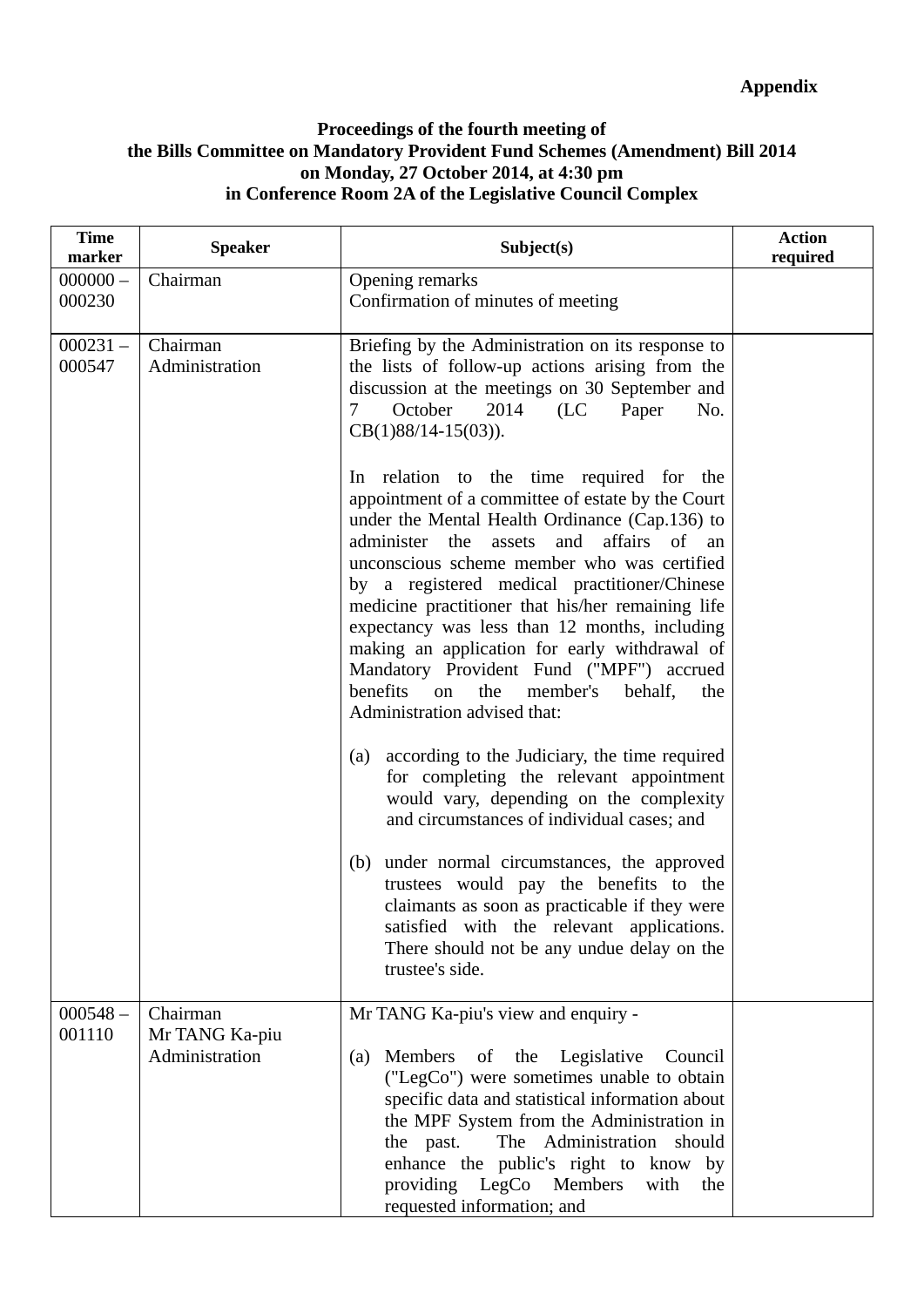**Appendix**

**Proceedings of the fourth meeting of the Bills Committee on Mandatory Provident Fund Schemes (Amendment) Bill 2014 on Monday, 27 October 2014, at 4:30 pm in Conference Room 2A of the Legislative Council Complex**

| Time marker | Speaker | Subject(s) | Action required |
|---|---|---|---|
| 000000 – 000230 | Chairman | Opening remarks<br>Confirmation of minutes of meeting | |
| 000231 – 000547 | Chairman<br>Administration | Briefing by the Administration on its response to the lists of follow-up actions arising from the discussion at the meetings on 30 September and 7 October 2014 (LC Paper No. CB(1)88/14-15(03)).<br><br>In relation to the time required for the appointment of a committee of estate by the Court under the Mental Health Ordinance (Cap.136) to administer the assets and affairs of an unconscious scheme member who was certified by a registered medical practitioner/Chinese medicine practitioner that his/her remaining life expectancy was less than 12 months, including making an application for early withdrawal of Mandatory Provident Fund ("MPF") accrued benefits on the member's behalf, the Administration advised that:<br><br>(a) according to the Judiciary, the time required for completing the relevant appointment would vary, depending on the complexity and circumstances of individual cases; and<br><br>(b) under normal circumstances, the approved trustees would pay the benefits to the claimants as soon as practicable if they were satisfied with the relevant applications. There should not be any undue delay on the trustee's side. | |
| 000548 – 001110 | Chairman<br>Mr TANG Ka-piu<br>Administration | Mr TANG Ka-piu's view and enquiry -<br><br>(a) Members of the Legislative Council ("LegCo") were sometimes unable to obtain specific data and statistical information about the MPF System from the Administration in the past. The Administration should enhance the public's right to know by providing LegCo Members with the requested information; and | |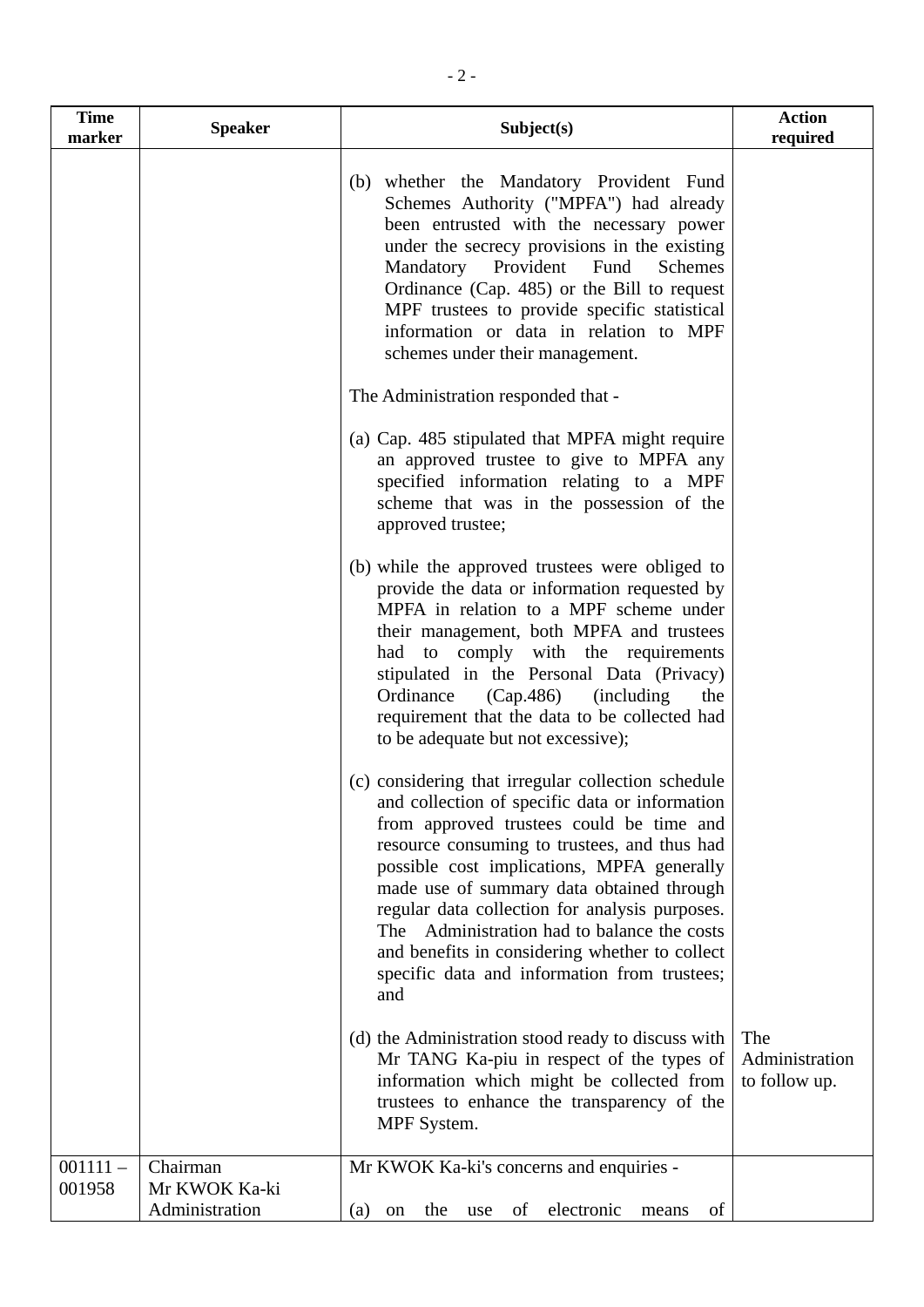| Time marker | Speaker | Subject(s) | Action required |
|---|---|---|---|
| | | (b) whether the Mandatory Provident Fund Schemes Authority ("MPFA") had already been entrusted with the necessary power under the secrecy provisions in the existing Mandatory Provident Fund Schemes Ordinance (Cap. 485) or the Bill to request MPF trustees to provide specific statistical information or data in relation to MPF schemes under their management.<br><br>The Administration responded that -<br><br>(a) Cap. 485 stipulated that MPFA might require an approved trustee to give to MPFA any specified information relating to a MPF scheme that was in the possession of the approved trustee;<br><br>(b) while the approved trustees were obliged to provide the data or information requested by MPFA in relation to a MPF scheme under their management, both MPFA and trustees had to comply with the requirements stipulated in the Personal Data (Privacy) Ordinance (Cap.486) (including the requirement that the data to be collected had to be adequate but not excessive);<br><br>(c) considering that irregular collection schedule and collection of specific data or information from approved trustees could be time and resource consuming to trustees, and thus had possible cost implications, MPFA generally made use of summary data obtained through regular data collection for analysis purposes. The Administration had to balance the costs and benefits in considering whether to collect specific data and information from trustees; and<br><br>(d) the Administration stood ready to discuss with Mr TANG Ka-piu in respect of the types of information which might be collected from trustees to enhance the transparency of the MPF System. | The Administration to follow up. |
| 001111 – 001958 | Chairman<br>Mr KWOK Ka-ki<br>Administration | Mr KWOK Ka-ki's concerns and enquiries -<br><br>(a) on the use of electronic means of | |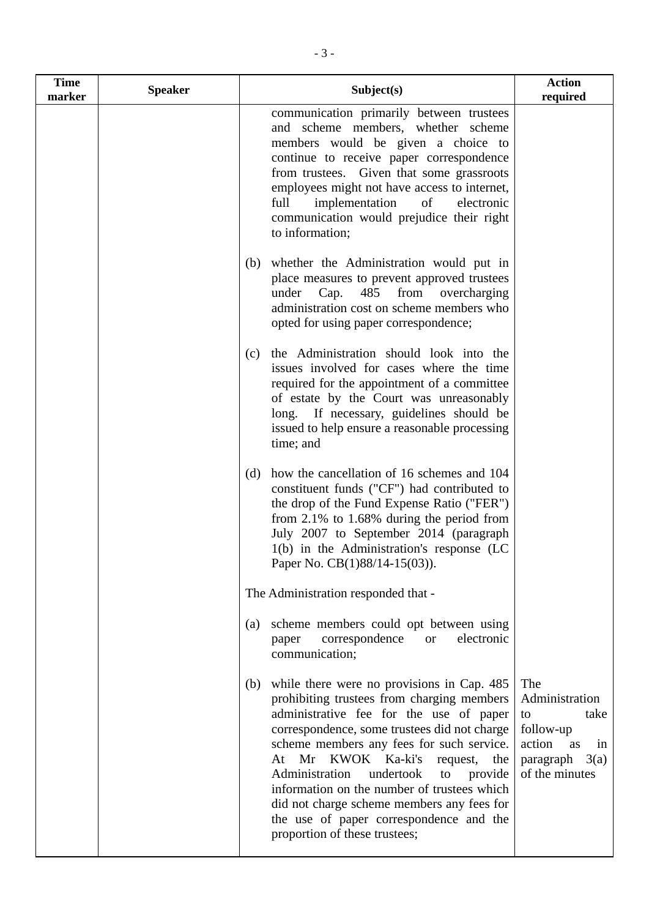| Time marker | Speaker | Subject(s) | Action required |
|---|---|---|---|
| | | communication primarily between trustees and scheme members, whether scheme members would be given a choice to continue to receive paper correspondence from trustees. Given that some grassroots employees might not have access to internet, full implementation of electronic communication would prejudice their right to information;<br><br>(b) whether the Administration would put in place measures to prevent approved trustees under Cap. 485 from overcharging administration cost on scheme members who opted for using paper correspondence;<br><br>(c) the Administration should look into the issues involved for cases where the time required for the appointment of a committee of estate by the Court was unreasonably long. If necessary, guidelines should be issued to help ensure a reasonable processing time; and<br><br>(d) how the cancellation of 16 schemes and 104 constituent funds ("CF") had contributed to the drop of the Fund Expense Ratio ("FER") from 2.1% to 1.68% during the period from July 2007 to September 2014 (paragraph 1(b) in the Administration's response (LC Paper No. CB(1)88/14-15(03)).<br><br>The Administration responded that -<br><br>(a) scheme members could opt between using paper correspondence or electronic communication;<br><br>(b) while there were no provisions in Cap. 485 prohibiting trustees from charging members administrative fee for the use of paper correspondence, some trustees did not charge scheme members any fees for such service. At Mr KWOK Ka-ki's request, the Administration undertook to provide information on the number of trustees which did not charge scheme members any fees for the use of paper correspondence and the proportion of these trustees; | The Administration to take follow-up action as in paragraph 3(a) of the minutes |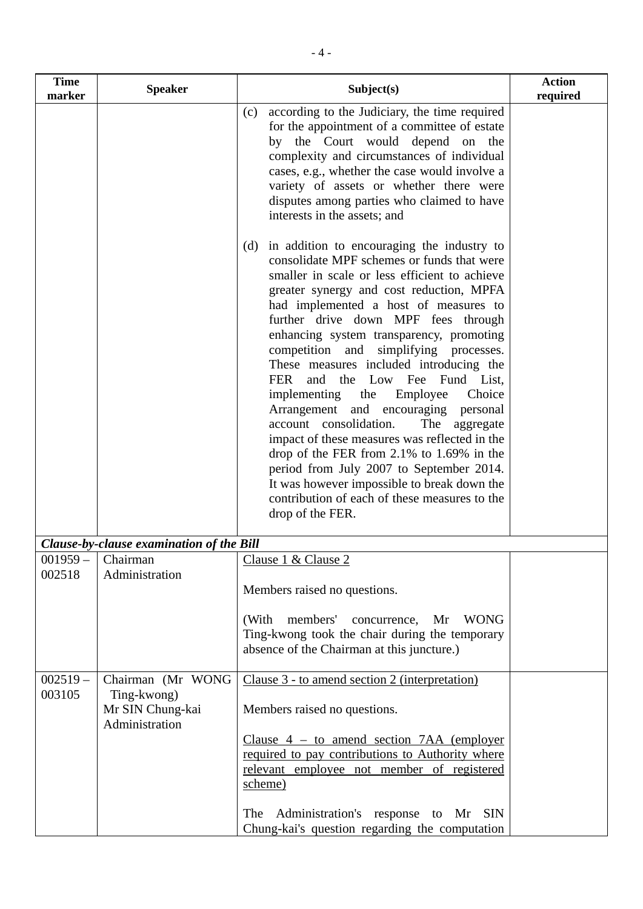| Time marker | Speaker | Subject(s) | Action required |
|---|---|---|---|
| | | (c) according to the Judiciary, the time required for the appointment of a committee of estate by the Court would depend on the complexity and circumstances of individual cases, e.g., whether the case would involve a variety of assets or whether there were disputes among parties who claimed to have interests in the assets; and<br><br>(d) in addition to encouraging the industry to consolidate MPF schemes or funds that were smaller in scale or less efficient to achieve greater synergy and cost reduction, MPFA had implemented a host of measures to further drive down MPF fees through enhancing system transparency, promoting competition and simplifying processes. These measures included introducing the FER and the Low Fee Fund List, implementing the Employee Choice Arrangement and encouraging personal account consolidation. The aggregate impact of these measures was reflected in the drop of the FER from 2.1% to 1.69% in the period from July 2007 to September 2014. It was however impossible to break down the contribution of each of these measures to the drop of the FER. | |
| ***Clause-by-clause examination of the Bill*** | | | |
| 001959 – 002518 | Chairman<br>Administration | <u>Clause 1 & Clause 2</u><br><br>Members raised no questions.<br><br>(With members' concurrence, Mr WONG Ting-kwong took the chair during the temporary absence of the Chairman at this juncture.) | |
| 002519 – 003105 | Chairman (Mr WONG Ting-kwong)<br>Mr SIN Chung-kai<br>Administration | <u>Clause 3 - to amend section 2 (interpretation)</u><br><br>Members raised no questions.<br><br><u>Clause 4 – to amend section 7AA (employer required to pay contributions to Authority where relevant employee not member of registered scheme)</u><br><br>The Administration's response to Mr SIN Chung-kai's question regarding the computation | |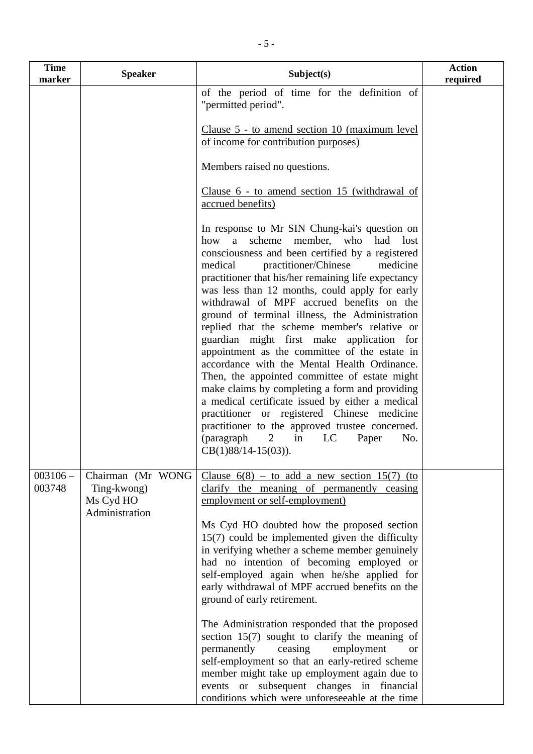| Time marker | Speaker | Subject(s) | Action required |
|---|---|---|---|
| | | of the period of time for the definition of "permitted period".<br><br><u>Clause 5 - to amend section 10 (maximum level of income for contribution purposes)</u><br><br>Members raised no questions.<br><br><u>Clause 6 - to amend section 15 (withdrawal of accrued benefits)</u><br><br>In response to Mr SIN Chung-kai's question on how a scheme member, who had lost consciousness and been certified by a registered medical practitioner/Chinese medicine practitioner that his/her remaining life expectancy was less than 12 months, could apply for early withdrawal of MPF accrued benefits on the ground of terminal illness, the Administration replied that the scheme member's relative or guardian might first make application for appointment as the committee of the estate in accordance with the Mental Health Ordinance. Then, the appointed committee of estate might make claims by completing a form and providing a medical certificate issued by either a medical practitioner or registered Chinese medicine practitioner to the approved trustee concerned. (paragraph 2 in LC Paper No. CB(1)88/14-15(03)). | |
| 003106 – 003748 | Chairman (Mr WONG Ting-kwong)<br>Ms Cyd HO<br>Administration | <u>Clause 6(8) – to add a new section 15(7) (to clarify the meaning of permanently ceasing employment or self-employment)</u><br><br>Ms Cyd HO doubted how the proposed section 15(7) could be implemented given the difficulty in verifying whether a scheme member genuinely had no intention of becoming employed or self-employed again when he/she applied for early withdrawal of MPF accrued benefits on the ground of early retirement.<br><br>The Administration responded that the proposed section 15(7) sought to clarify the meaning of permanently ceasing employment or self-employment so that an early-retired scheme member might take up employment again due to events or subsequent changes in financial conditions which were unforeseeable at the time | |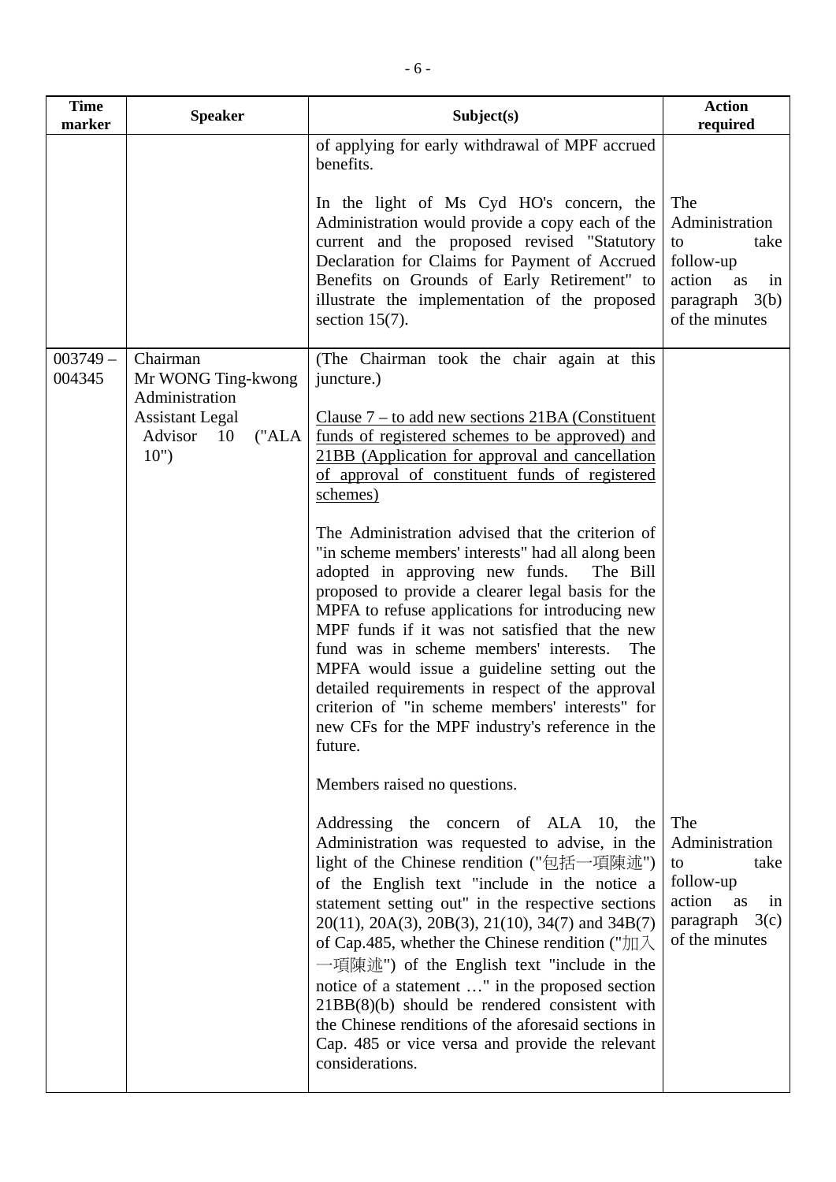| Time marker | Speaker | Subject(s) | Action required |
|---|---|---|---|
| | | of applying for early withdrawal of MPF accrued benefits.<br><br>In the light of Ms Cyd HO's concern, the Administration would provide a copy each of the current and the proposed revised "Statutory Declaration for Claims for Payment of Accrued Benefits on Grounds of Early Retirement" to illustrate the implementation of the proposed section 15(7). | The Administration to take follow-up action as in paragraph 3(b) of the minutes |
| 003749 – 004345 | Chairman<br>Mr WONG Ting-kwong<br>Administration<br>Assistant Legal Advisor 10 ("ALA 10") | (The Chairman took the chair again at this juncture.)<br><br><u>Clause 7 – to add new sections 21BA (Constituent funds of registered schemes to be approved) and 21BB (Application for approval and cancellation of approval of constituent funds of registered schemes)</u><br><br>The Administration advised that the criterion of "in scheme members' interests" had all along been adopted in approving new funds. The Bill proposed to provide a clearer legal basis for the MPFA to refuse applications for introducing new MPF funds if it was not satisfied that the new fund was in scheme members' interests. The MPFA would issue a guideline setting out the detailed requirements in respect of the approval criterion of "in scheme members' interests" for new CFs for the MPF industry's reference in the future.<br><br>Members raised no questions.<br><br>Addressing the concern of ALA 10, the Administration was requested to advise, in the light of the Chinese rendition ("包括一項陳述") of the English text "include in the notice a statement setting out" in the respective sections 20(11), 20A(3), 20B(3), 21(10), 34(7) and 34B(7) of Cap.485, whether the Chinese rendition ("加入一項陳述") of the English text "include in the notice of a statement …" in the proposed section 21BB(8)(b) should be rendered consistent with the Chinese renditions of the aforesaid sections in Cap. 485 or vice versa and provide the relevant considerations. | The Administration to take follow-up action as in paragraph 3(c) of the minutes |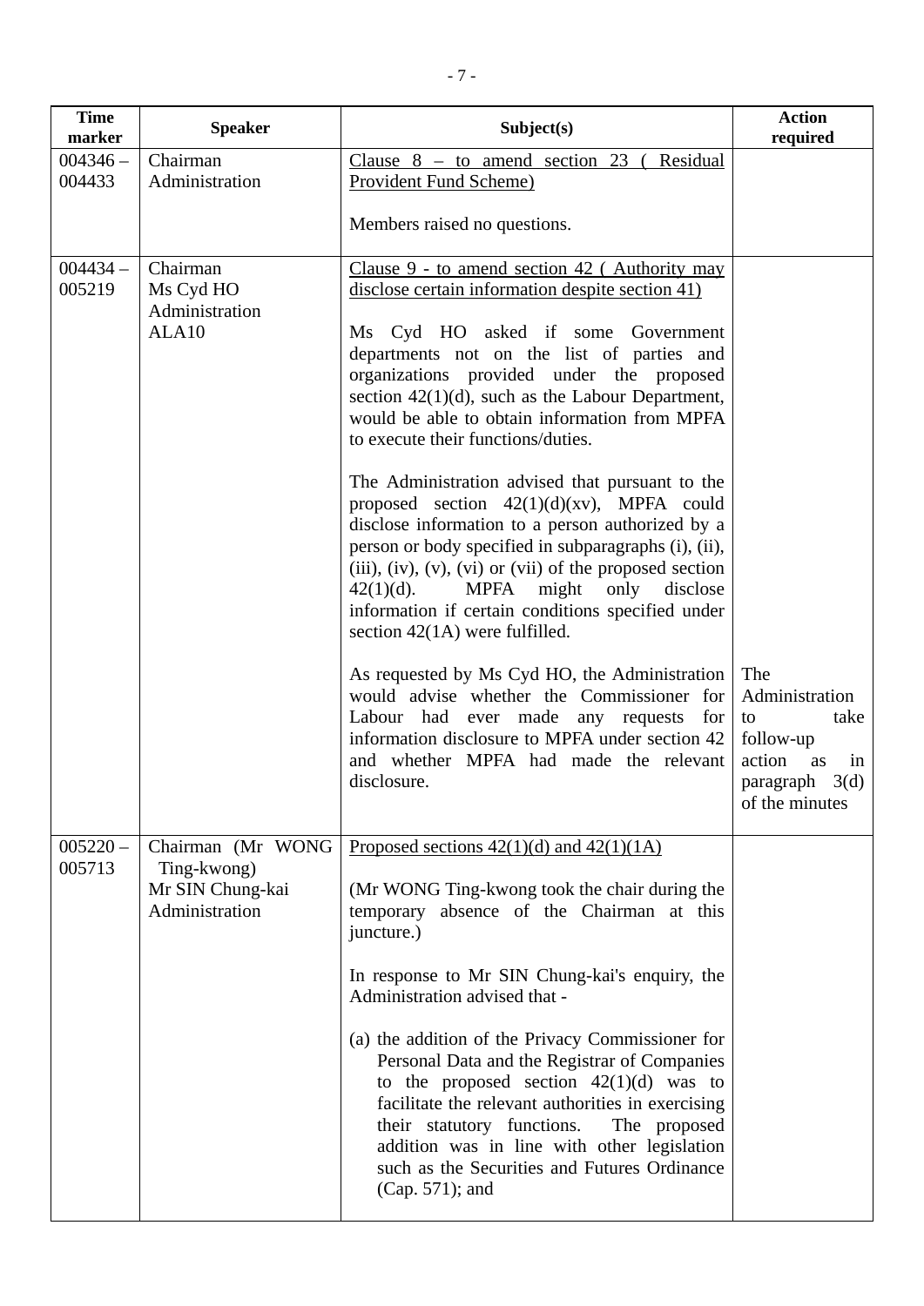| Time marker | Speaker | Subject(s) | Action required |
|---|---|---|---|
| 004346 – 004433 | Chairman<br>Administration | <u>Clause 8 – to amend section 23 ( Residual Provident Fund Scheme)</u><br><br>Members raised no questions. | |
| 004434 – 005219 | Chairman<br>Ms Cyd HO<br>Administration<br>ALA10 | <u>Clause 9 - to amend section 42 ( Authority may disclose certain information despite section 41)</u><br><br>Ms Cyd HO asked if some Government departments not on the list of parties and organizations provided under the proposed section 42(1)(d), such as the Labour Department, would be able to obtain information from MPFA to execute their functions/duties.<br><br>The Administration advised that pursuant to the proposed section 42(1)(d)(xv), MPFA could disclose information to a person authorized by a person or body specified in subparagraphs (i), (ii), (iii), (iv), (v), (vi) or (vii) of the proposed section 42(1)(d). MPFA might only disclose information if certain conditions specified under section 42(1A) were fulfilled.<br><br>As requested by Ms Cyd HO, the Administration would advise whether the Commissioner for Labour had ever made any requests for information disclosure to MPFA under section 42 and whether MPFA had made the relevant disclosure. | The Administration to take follow-up action as in paragraph 3(d) of the minutes |
| 005220 – 005713 | Chairman (Mr WONG Ting-kwong)<br>Mr SIN Chung-kai<br>Administration | <u>Proposed sections 42(1)(d) and 42(1)(1A)</u><br><br>(Mr WONG Ting-kwong took the chair during the temporary absence of the Chairman at this juncture.)<br><br>In response to Mr SIN Chung-kai's enquiry, the Administration advised that -<br><br>(a) the addition of the Privacy Commissioner for Personal Data and the Registrar of Companies to the proposed section 42(1)(d) was to facilitate the relevant authorities in exercising their statutory functions. The proposed addition was in line with other legislation such as the Securities and Futures Ordinance (Cap. 571); and | |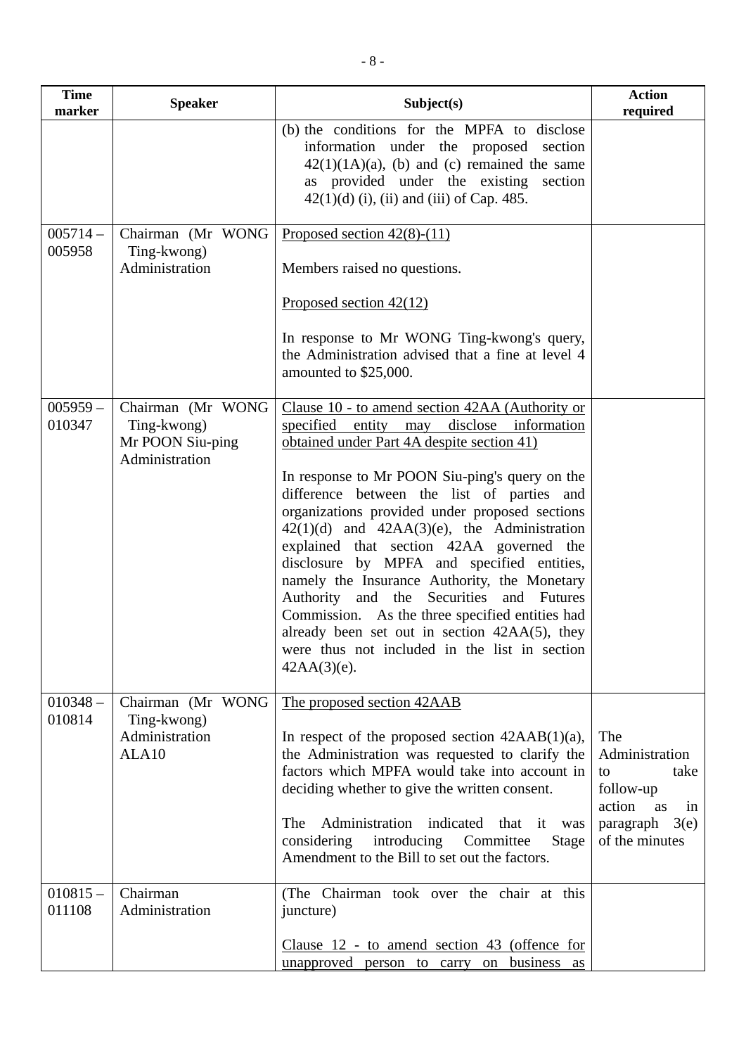| Time marker | Speaker | Subject(s) | Action required |
|---|---|---|---|
| | | (b) the conditions for the MPFA to disclose information under the proposed section 42(1)(1A)(a), (b) and (c) remained the same as provided under the existing section 42(1)(d) (i), (ii) and (iii) of Cap. 485. | |
| 005714 – 005958 | Chairman (Mr WONG Ting-kwong)<br>Administration | Proposed section 42(8)-(11)<br><br>Members raised no questions.<br><br>Proposed section 42(12)<br><br>In response to Mr WONG Ting-kwong's query, the Administration advised that a fine at level 4 amounted to $25,000. | |
| 005959 – 010347 | Chairman (Mr WONG Ting-kwong)<br>Mr POON Siu-ping<br>Administration | Clause 10 - to amend section 42AA (Authority or specified entity may disclose information obtained under Part 4A despite section 41)<br><br>In response to Mr POON Siu-ping's query on the difference between the list of parties and organizations provided under proposed sections 42(1)(d) and 42AA(3)(e), the Administration explained that section 42AA governed the disclosure by MPFA and specified entities, namely the Insurance Authority, the Monetary Authority and the Securities and Futures Commission. As the three specified entities had already been set out in section 42AA(5), they were thus not included in the list in section 42AA(3)(e). | |
| 010348 – 010814 | Chairman (Mr WONG Ting-kwong)<br>Administration<br>ALA10 | The proposed section 42AAB<br><br>In respect of the proposed section 42AAB(1)(a), the Administration was requested to clarify the factors which MPFA would take into account in deciding whether to give the written consent.<br><br>The Administration indicated that it was considering introducing Committee Stage Amendment to the Bill to set out the factors. | The Administration to take follow-up action as in paragraph 3(e) of the minutes |
| 010815 – 011108 | Chairman<br>Administration | (The Chairman took over the chair at this juncture)<br><br>Clause 12 - to amend section 43 (offence for unapproved person to carry on business as | |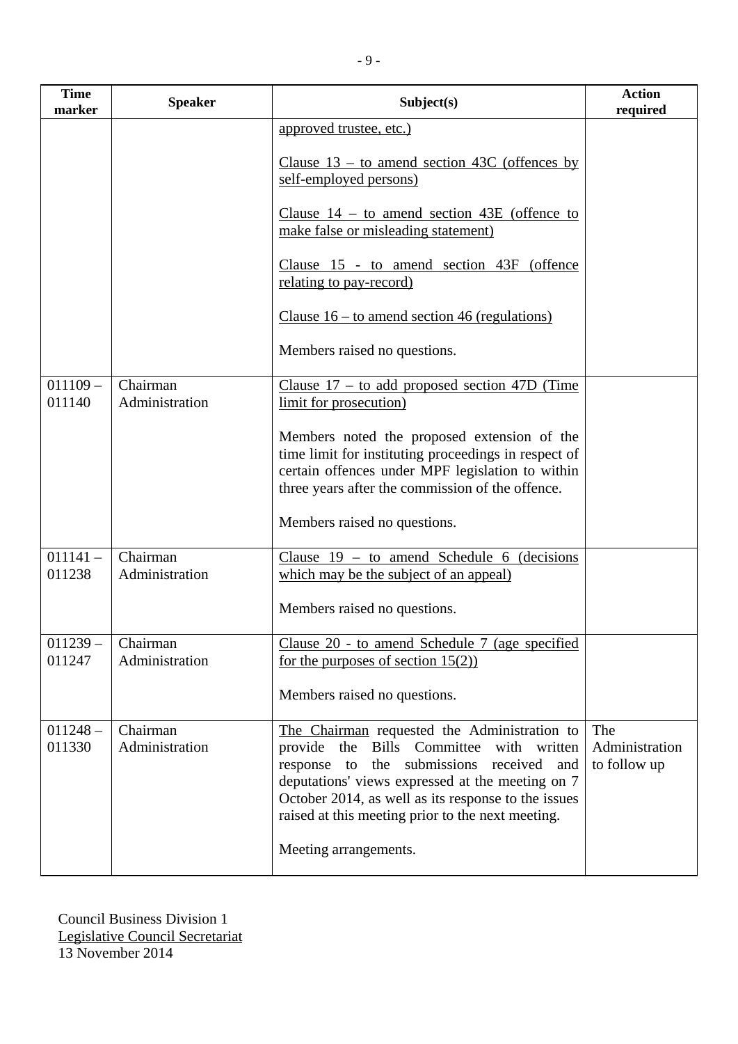| Time marker | Speaker | Subject(s) | Action required |
|---|---|---|---|
| | | approved trustee, etc.)<br><br>Clause 13 – to amend section 43C (offences by self-employed persons)<br><br>Clause 14 – to amend section 43E (offence to make false or misleading statement)<br><br>Clause 15 - to amend section 43F (offence relating to pay-record)<br><br>Clause 16 – to amend section 46 (regulations)<br><br>Members raised no questions. | |
| 011109 – 011140 | Chairman<br>Administration | Clause 17 – to add proposed section 47D (Time limit for prosecution)<br><br>Members noted the proposed extension of the time limit for instituting proceedings in respect of certain offences under MPF legislation to within three years after the commission of the offence.<br><br>Members raised no questions. | |
| 011141 – 011238 | Chairman<br>Administration | Clause 19 – to amend Schedule 6 (decisions which may be the subject of an appeal)<br><br>Members raised no questions. | |
| 011239 – 011247 | Chairman<br>Administration | Clause 20 - to amend Schedule 7 (age specified for the purposes of section 15(2))<br><br>Members raised no questions. | |
| 011248 – 011330 | Chairman<br>Administration | The Chairman requested the Administration to provide the Bills Committee with written response to the submissions received and deputations' views expressed at the meeting on 7 October 2014, as well as its response to the issues raised at this meeting prior to the next meeting.<br><br>Meeting arrangements. | The Administration to follow up |

Council Business Division 1
Legislative Council Secretariat
13 November 2014